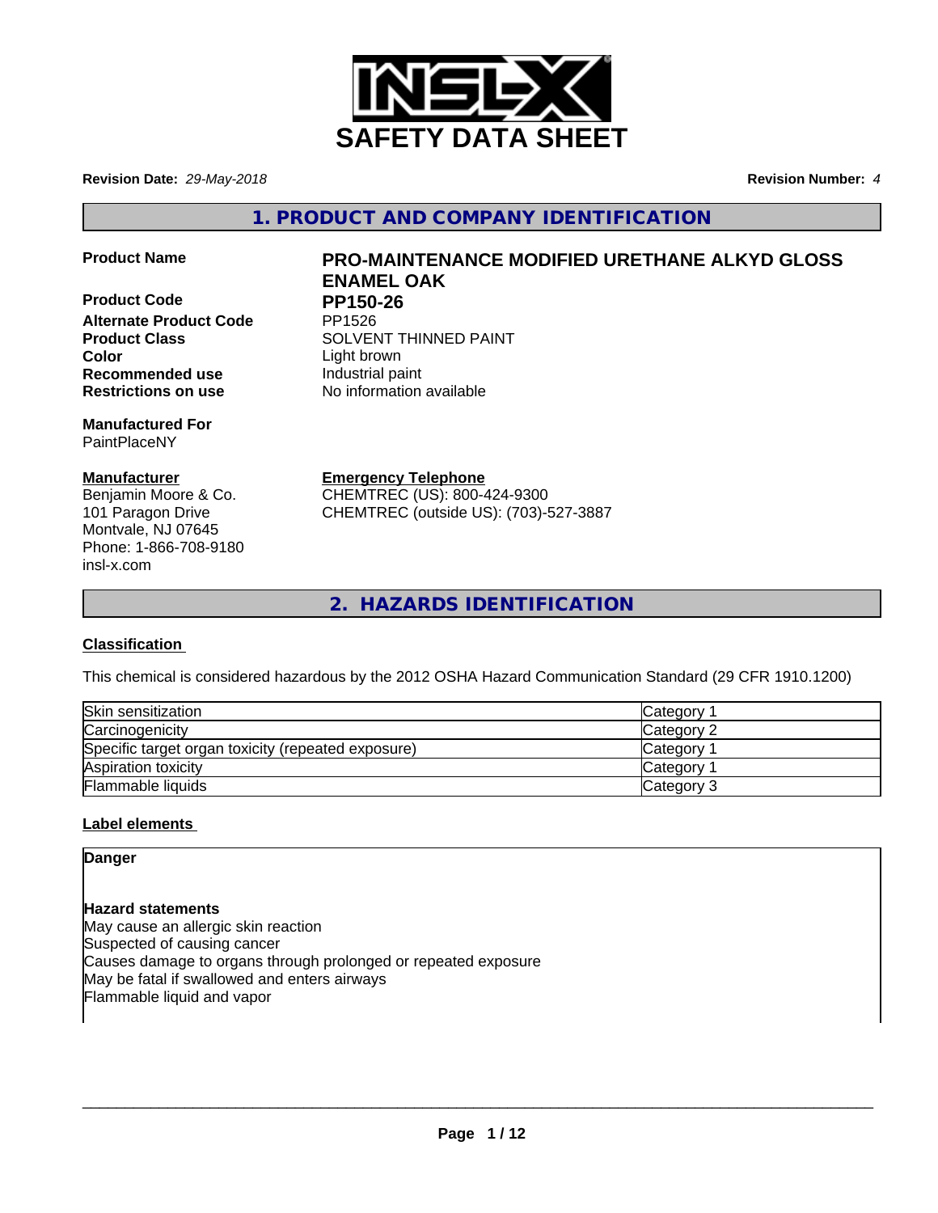# SAFETY DATA SHEET

**Revision Date:** *29-May-2018* **Revision Number:** *4*

## 1. PRODUCT AND COMPANY IDENTIFICATION

**Product Name** **PRO-MAINTENANCE MODIFIED URETHANE ALKYD GLOSS ENAMEL OAK**

**Product Code** **PP150-26**

**Alternate Product Code** PP1526

**Product Class** SOLVENT THINNED PAINT

**Color** Light brown

**Recommended use** Industrial paint

**Restrictions on use** No information available

**Manufactured For**
PaintPlaceNY

**Manufacturer**
Benjamin Moore & Co.
101 Paragon Drive
Montvale, NJ 07645
Phone: 1-866-708-9180
insl-x.com

**Emergency Telephone**
CHEMTREC (US): 800-424-9300
CHEMTREC (outside US): (703)-527-3887

## 2. HAZARDS IDENTIFICATION

**Classification**

This chemical is considered hazardous by the 2012 OSHA Hazard Communication Standard (29 CFR 1910.1200)

| | |
|---|---|
| Skin sensitization | Category 1 |
| Carcinogenicity | Category 2 |
| Specific target organ toxicity (repeated exposure) | Category 1 |
| Aspiration toxicity | Category 1 |
| Flammable liquids | Category 3 |

**Label elements**

**Danger**

**Hazard statements**
May cause an allergic skin reaction
Suspected of causing cancer
Causes damage to organs through prolonged or repeated exposure
May be fatal if swallowed and enters airways
Flammable liquid and vapor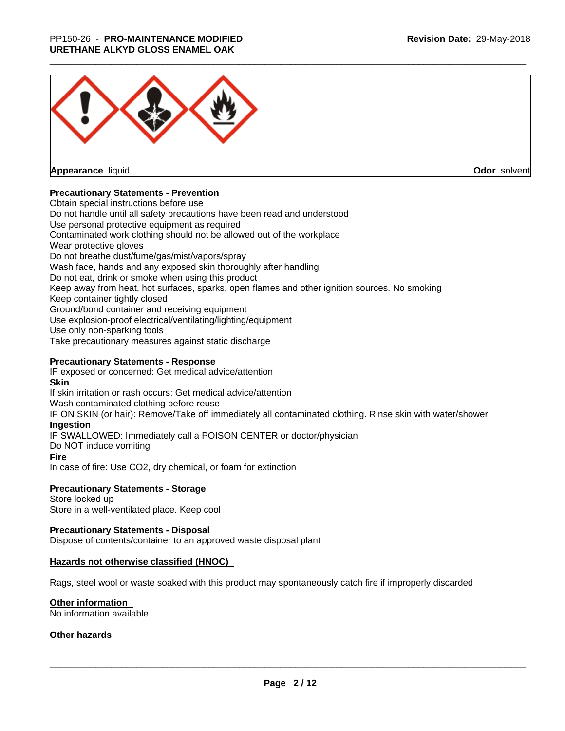**Appearance** liquid **Odor** solvent

**Precautionary Statements - Prevention**

Obtain special instructions before use
Do not handle until all safety precautions have been read and understood
Use personal protective equipment as required
Contaminated work clothing should not be allowed out of the workplace
Wear protective gloves
Do not breathe dust/fume/gas/mist/vapors/spray
Wash face, hands and any exposed skin thoroughly after handling
Do not eat, drink or smoke when using this product
Keep away from heat, hot surfaces, sparks, open flames and other ignition sources. No smoking
Keep container tightly closed
Ground/bond container and receiving equipment
Use explosion-proof electrical/ventilating/lighting/equipment
Use only non-sparking tools
Take precautionary measures against static discharge

**Precautionary Statements - Response**

IF exposed or concerned: Get medical advice/attention

**Skin**

If skin irritation or rash occurs: Get medical advice/attention
Wash contaminated clothing before reuse
IF ON SKIN (or hair): Remove/Take off immediately all contaminated clothing. Rinse skin with water/shower

**Ingestion**

IF SWALLOWED: Immediately call a POISON CENTER or doctor/physician
Do NOT induce vomiting

**Fire**

In case of fire: Use $CO_2$, dry chemical, or foam for extinction

**Precautionary Statements - Storage**

Store locked up
Store in a well-ventilated place. Keep cool

**Precautionary Statements - Disposal**

Dispose of contents/container to an approved waste disposal plant

**Hazards not otherwise classified (HNOC)**

Rags, steel wool or waste soaked with this product may spontaneously catch fire if improperly discarded

**Other information**

No information available

**Other hazards**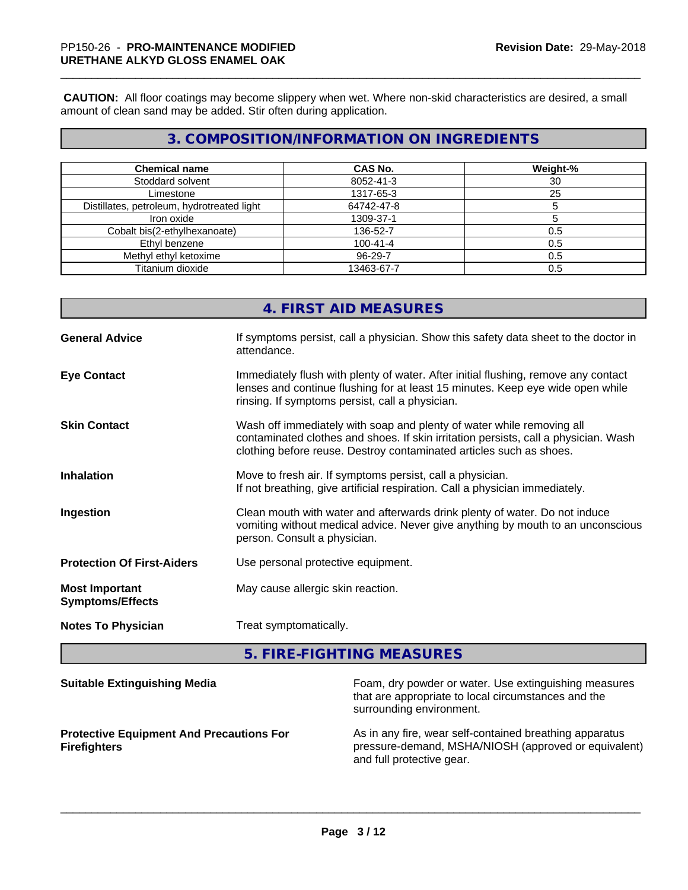**CAUTION:** All floor coatings may become slippery when wet. Where non-skid characteristics are desired, a small amount of clean sand may be added. Stir often during application.

## 3. COMPOSITION/INFORMATION ON INGREDIENTS

| Chemical name | CAS No. | Weight-% |
|---|---|---|
| Stoddard solvent | 8052-41-3 | 30 |
| Limestone | 1317-65-3 | 25 |
| Distillates, petroleum, hydrotreated light | 64742-47-8 | 5 |
| Iron oxide | 1309-37-1 | 5 |
| Cobalt bis(2-ethylhexanoate) | 136-52-7 | 0.5 |
| Ethyl benzene | 100-41-4 | 0.5 |
| Methyl ethyl ketoxime | 96-29-7 | 0.5 |
| Titanium dioxide | 13463-67-7 | 0.5 |

## 4. FIRST AID MEASURES

**General Advice**
If symptoms persist, call a physician. Show this safety data sheet to the doctor in attendance.

**Eye Contact**
Immediately flush with plenty of water. After initial flushing, remove any contact lenses and continue flushing for at least 15 minutes. Keep eye wide open while rinsing. If symptoms persist, call a physician.

**Skin Contact**
Wash off immediately with soap and plenty of water while removing all contaminated clothes and shoes. If skin irritation persists, call a physician. Wash clothing before reuse. Destroy contaminated articles such as shoes.

**Inhalation**
Move to fresh air. If symptoms persist, call a physician.
If not breathing, give artificial respiration. Call a physician immediately.

**Ingestion**
Clean mouth with water and afterwards drink plenty of water. Do not induce vomiting without medical advice. Never give anything by mouth to an unconscious person. Consult a physician.

**Protection Of First-Aiders**
Use personal protective equipment.

**Most Important Symptoms/Effects**
May cause allergic skin reaction.

**Notes To Physician**
Treat symptomatically.

## 5. FIRE-FIGHTING MEASURES

**Suitable Extinguishing Media**
Foam, dry powder or water. Use extinguishing measures that are appropriate to local circumstances and the surrounding environment.

**Protective Equipment And Precautions For Firefighters**
As in any fire, wear self-contained breathing apparatus pressure-demand, MSHA/NIOSH (approved or equivalent) and full protective gear.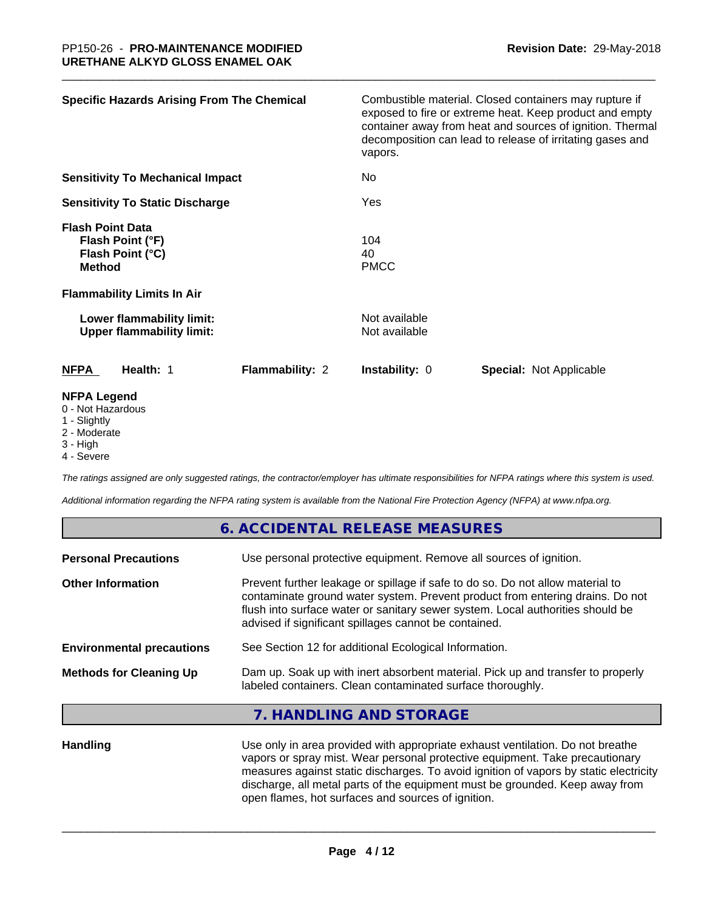**Specific Hazards Arising From The Chemical**

Combustible material. Closed containers may rupture if exposed to fire or extreme heat. Keep product and empty container away from heat and sources of ignition. Thermal decomposition can lead to release of irritating gases and vapors.

**Sensitivity To Mechanical Impact** No

**Sensitivity To Static Discharge** Yes

**Flash Point Data**
**Flash Point (°F)** 104
**Flash Point (°C)** 40
**Method** PMCC

**Flammability Limits In Air**

**Lower flammability limit:** Not available
**Upper flammability limit:** Not available

| NFPA | Health: 1 | Flammability: 2 | Instability: 0 | Special: Not Applicable |
|---|---|---|---|---|

**NFPA Legend**
0 - Not Hazardous
1 - Slightly
2 - Moderate
3 - High
4 - Severe

*The ratings assigned are only suggested ratings, the contractor/employer has ultimate responsibilities for NFPA ratings where this system is used.*

*Additional information regarding the NFPA rating system is available from the National Fire Protection Agency (NFPA) at www.nfpa.org.*

## 6. ACCIDENTAL RELEASE MEASURES

**Personal Precautions** Use personal protective equipment. Remove all sources of ignition.

**Other Information** Prevent further leakage or spillage if safe to do so. Do not allow material to contaminate ground water system. Prevent product from entering drains. Do not flush into surface water or sanitary sewer system. Local authorities should be advised if significant spillages cannot be contained.

**Environmental precautions** See Section 12 for additional Ecological Information.

**Methods for Cleaning Up** Dam up. Soak up with inert absorbent material. Pick up and transfer to properly labeled containers. Clean contaminated surface thoroughly.

## 7. HANDLING AND STORAGE

**Handling** Use only in area provided with appropriate exhaust ventilation. Do not breathe vapors or spray mist. Wear personal protective equipment. Take precautionary measures against static discharges. To avoid ignition of vapors by static electricity discharge, all metal parts of the equipment must be grounded. Keep away from open flames, hot surfaces and sources of ignition.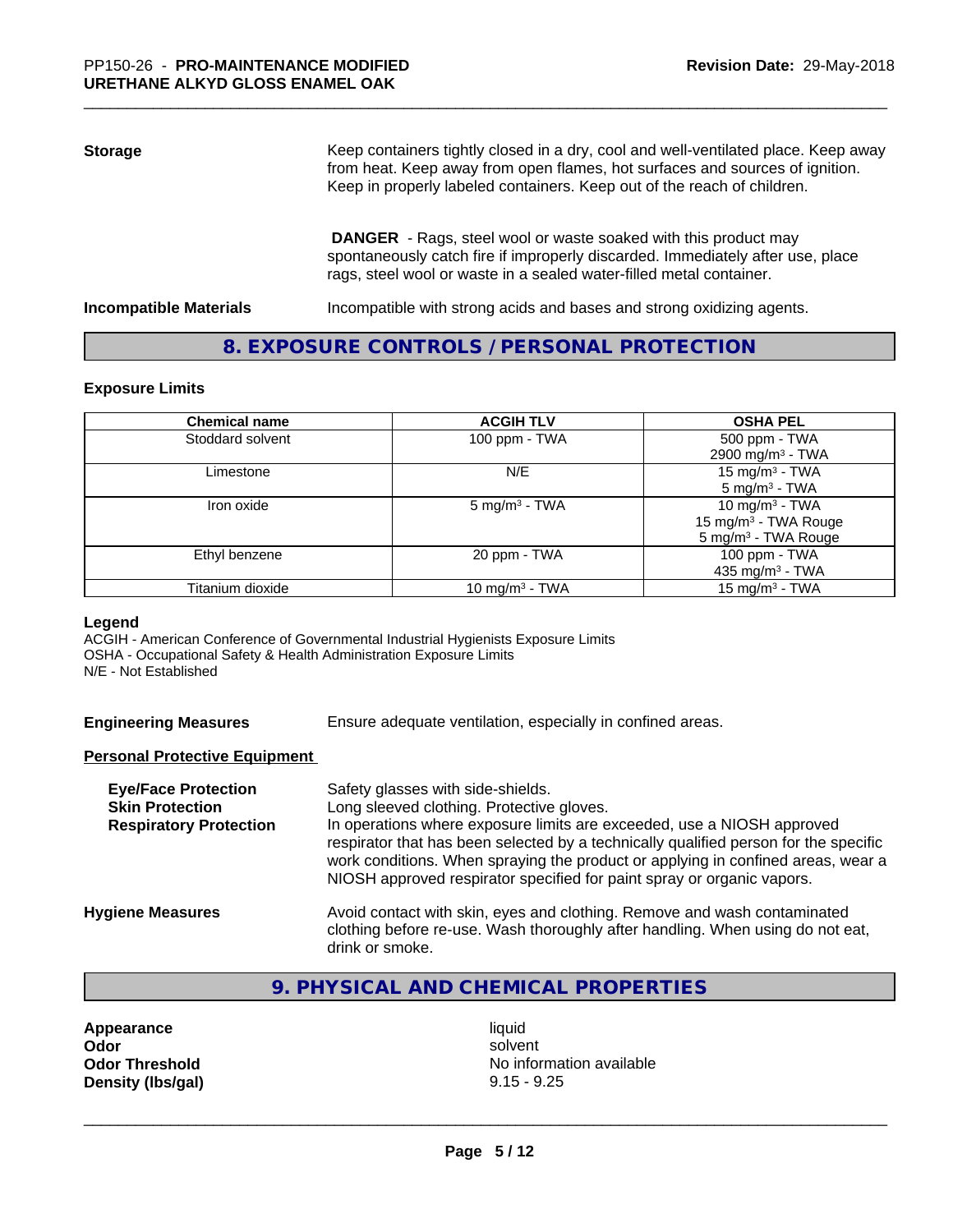**Storage**

Keep containers tightly closed in a dry, cool and well-ventilated place. Keep away from heat. Keep away from open flames, hot surfaces and sources of ignition. Keep in properly labeled containers. Keep out of the reach of children.

**DANGER** - Rags, steel wool or waste soaked with this product may spontaneously catch fire if improperly discarded. Immediately after use, place rags, steel wool or waste in a sealed water-filled metal container.

**Incompatible Materials**

Incompatible with strong acids and bases and strong oxidizing agents.

## 8. EXPOSURE CONTROLS / PERSONAL PROTECTION

### Exposure Limits

| Chemical name | ACGIH TLV | OSHA PEL |
|---|---|---|
| Stoddard solvent | 100 ppm - TWA | 500 ppm - TWA<br>2900 mg/m$^3$ - TWA |
| Limestone | N/E | 15 mg/m$^3$ - TWA<br>5 mg/m$^3$ - TWA |
| Iron oxide | 5 mg/m$^3$ - TWA | 10 mg/m$^3$ - TWA<br>15 mg/m$^3$ - TWA Rouge<br>5 mg/m$^3$ - TWA Rouge |
| Ethyl benzene | 20 ppm - TWA | 100 ppm - TWA<br>435 mg/m$^3$ - TWA |
| Titanium dioxide | 10 mg/m$^3$ - TWA | 15 mg/m$^3$ - TWA |

**Legend**

ACGIH - American Conference of Governmental Industrial Hygienists Exposure Limits
OSHA - Occupational Safety & Health Administration Exposure Limits
N/E - Not Established

**Engineering Measures**

Ensure adequate ventilation, especially in confined areas.

**Personal Protective Equipment**

**Eye/Face Protection**

Safety glasses with side-shields.

**Skin Protection**

Long sleeved clothing. Protective gloves.

**Respiratory Protection**

In operations where exposure limits are exceeded, use a NIOSH approved respirator that has been selected by a technically qualified person for the specific work conditions. When spraying the product or applying in confined areas, wear a NIOSH approved respirator specified for paint spray or organic vapors.

**Hygiene Measures**

Avoid contact with skin, eyes and clothing. Remove and wash contaminated clothing before re-use. Wash thoroughly after handling. When using do not eat, drink or smoke.

## 9. PHYSICAL AND CHEMICAL PROPERTIES

| | |
|---|---|
| **Appearance** | liquid |
| **Odor** | solvent |
| **Odor Threshold** | No information available |
| **Density (lbs/gal)** | 9.15 - 9.25 |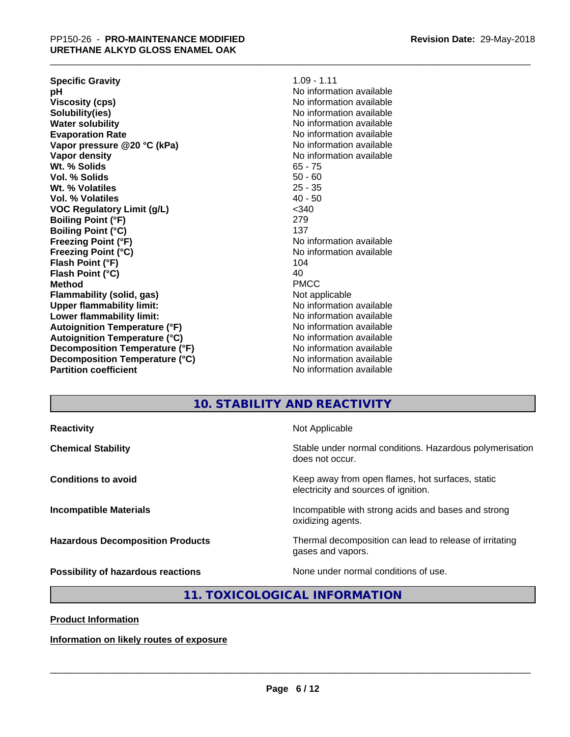| Property | Value |
|---|---|
| **Specific Gravity** | 1.09 - 1.11 |
| **pH** | No information available |
| **Viscosity (cps)** | No information available |
| **Solubility(ies)** | No information available |
| **Water solubility** | No information available |
| **Evaporation Rate** | No information available |
| **Vapor pressure @20 °C (kPa)** | No information available |
| **Vapor density** | No information available |
| **Wt. % Solids** | 65 - 75 |
| **Vol. % Solids** | 50 - 60 |
| **Wt. % Volatiles** | 25 - 35 |
| **Vol. % Volatiles** | 40 - 50 |
| **VOC Regulatory Limit (g/L)** | <340 |
| **Boiling Point (°F)** | 279 |
| **Boiling Point (°C)** | 137 |
| **Freezing Point (°F)** | No information available |
| **Freezing Point (°C)** | No information available |
| **Flash Point (°F)** | 104 |
| **Flash Point (°C)** | 40 |
| **Method** | PMCC |
| **Flammability (solid, gas)** | Not applicable |
| **Upper flammability limit:** | No information available |
| **Lower flammability limit:** | No information available |
| **Autoignition Temperature (°F)** | No information available |
| **Autoignition Temperature (°C)** | No information available |
| **Decomposition Temperature (°F)** | No information available |
| **Decomposition Temperature (°C)** | No information available |
| **Partition coefficient** | No information available |

## 10. STABILITY AND REACTIVITY

| | |
|---|---|
| **Reactivity** | Not Applicable |
| **Chemical Stability** | Stable under normal conditions. Hazardous polymerisation does not occur. |
| **Conditions to avoid** | Keep away from open flames, hot surfaces, static electricity and sources of ignition. |
| **Incompatible Materials** | Incompatible with strong acids and bases and strong oxidizing agents. |
| **Hazardous Decomposition Products** | Thermal decomposition can lead to release of irritating gases and vapors. |
| **Possibility of hazardous reactions** | None under normal conditions of use. |

## 11. TOXICOLOGICAL INFORMATION

**Product Information**

**Information on likely routes of exposure**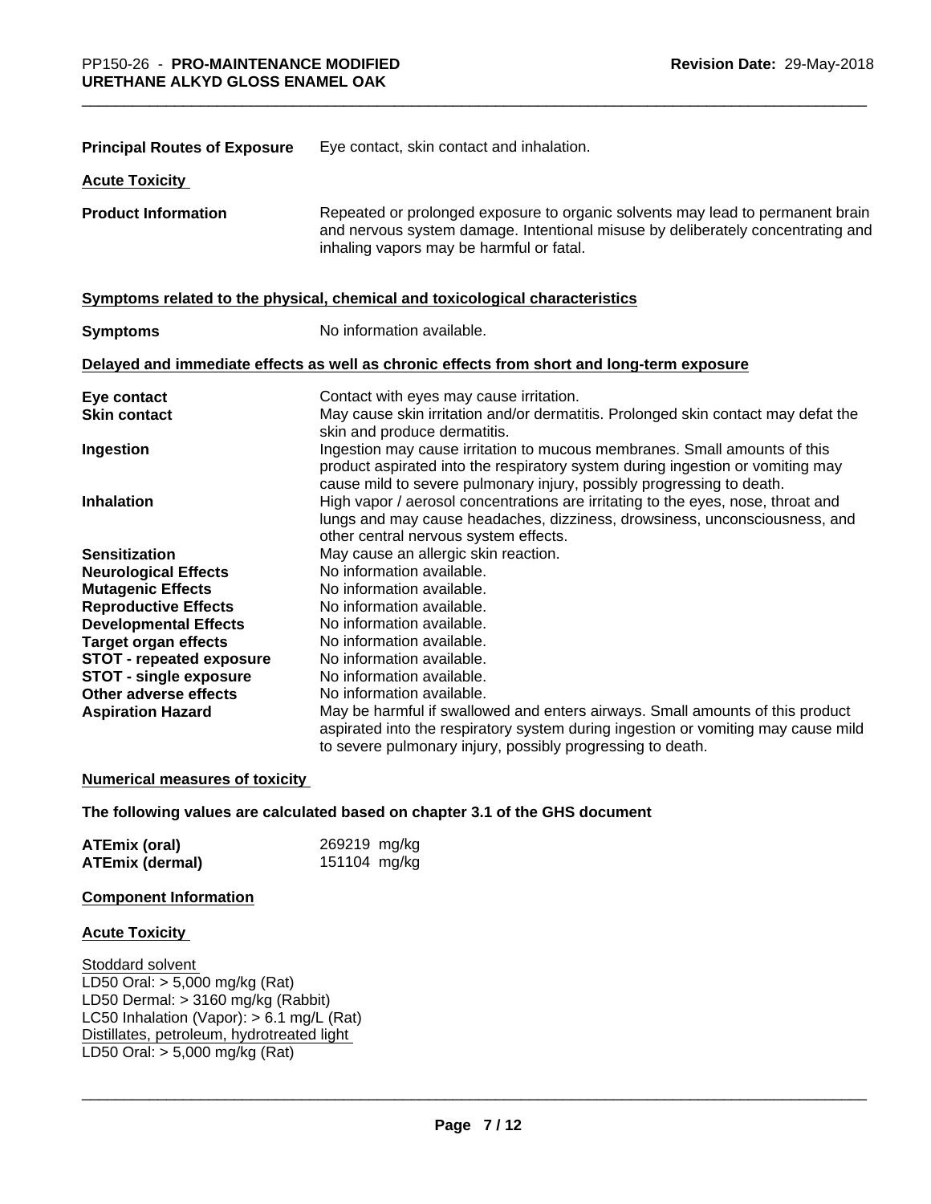**Principal Routes of Exposure** Eye contact, skin contact and inhalation.

**Acute Toxicity**

| | |
|---|---|
| **Product Information** | Repeated or prolonged exposure to organic solvents may lead to permanent brain and nervous system damage. Intentional misuse by deliberately concentrating and inhaling vapors may be harmful or fatal. |

**Symptoms related to the physical, chemical and toxicological characteristics**

| | |
|---|---|
| **Symptoms** | No information available. |

**Delayed and immediate effects as well as chronic effects from short and long-term exposure**

| | |
|---|---|
| **Eye contact** | Contact with eyes may cause irritation. |
| **Skin contact** | May cause skin irritation and/or dermatitis. Prolonged skin contact may defat the skin and produce dermatitis. |
| **Ingestion** | Ingestion may cause irritation to mucous membranes. Small amounts of this product aspirated into the respiratory system during ingestion or vomiting may cause mild to severe pulmonary injury, possibly progressing to death. |
| **Inhalation** | High vapor / aerosol concentrations are irritating to the eyes, nose, throat and lungs and may cause headaches, dizziness, drowsiness, unconsciousness, and other central nervous system effects. |
| **Sensitization** | May cause an allergic skin reaction. |
| **Neurological Effects** | No information available. |
| **Mutagenic Effects** | No information available. |
| **Reproductive Effects** | No information available. |
| **Developmental Effects** | No information available. |
| **Target organ effects** | No information available. |
| **STOT - repeated exposure** | No information available. |
| **STOT - single exposure** | No information available. |
| **Other adverse effects** | No information available. |
| **Aspiration Hazard** | May be harmful if swallowed and enters airways. Small amounts of this product aspirated into the respiratory system during ingestion or vomiting may cause mild to severe pulmonary injury, possibly progressing to death. |

**Numerical measures of toxicity**

**The following values are calculated based on chapter 3.1 of the GHS document**

| | |
|---|---|
| **ATEmix (oral)** | 269219 mg/kg |
| **ATEmix (dermal)** | 151104 mg/kg |

**Component Information**

**Acute Toxicity**

Stoddard solvent
LD50 Oral: > 5,000 mg/kg (Rat)
LD50 Dermal: > 3160 mg/kg (Rabbit)
LC50 Inhalation (Vapor): > 6.1 mg/L (Rat)
Distillates, petroleum, hydrotreated light
LD50 Oral: > 5,000 mg/kg (Rat)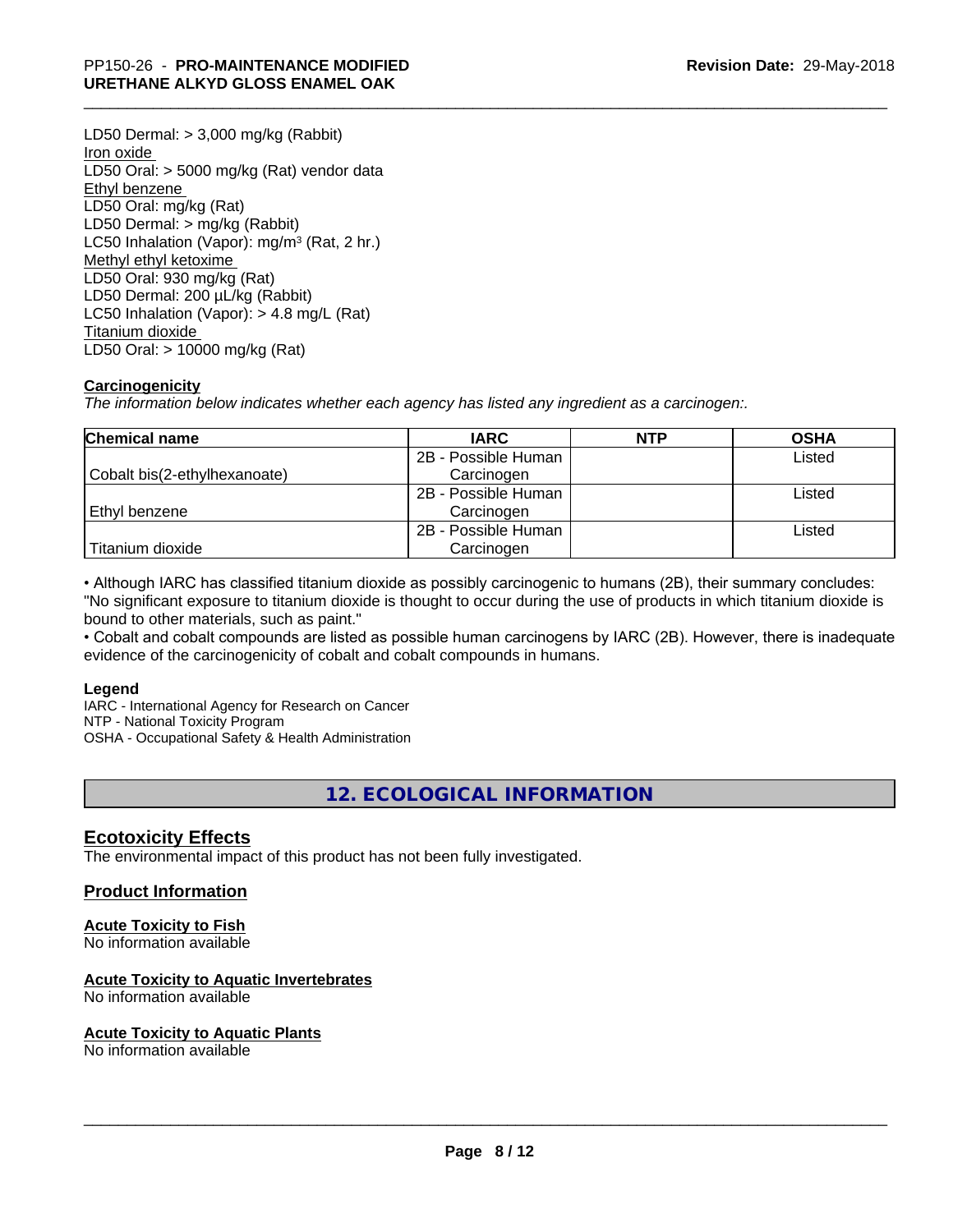LD50 Dermal: > 3,000 mg/kg (Rabbit)
Iron oxide
LD50 Oral: > 5000 mg/kg (Rat) vendor data
Ethyl benzene
LD50 Oral: mg/kg (Rat)
LD50 Dermal: > mg/kg (Rabbit)
LC50 Inhalation (Vapor): mg/m³ (Rat, 2 hr.)
Methyl ethyl ketoxime
LD50 Oral: 930 mg/kg (Rat)
LD50 Dermal: 200 µL/kg (Rabbit)
LC50 Inhalation (Vapor): > 4.8 mg/L (Rat)
Titanium dioxide
LD50 Oral: > 10000 mg/kg (Rat)

**Carcinogenicity**

*The information below indicates whether each agency has listed any ingredient as a carcinogen:.*

| Chemical name | IARC | NTP | OSHA |
|---|---|---|---|
| Cobalt bis(2-ethylhexanoate) | 2B - Possible Human Carcinogen | | Listed |
| Ethyl benzene | 2B - Possible Human Carcinogen | | Listed |
| Titanium dioxide | 2B - Possible Human Carcinogen | | Listed |

• Although IARC has classified titanium dioxide as possibly carcinogenic to humans (2B), their summary concludes: "No significant exposure to titanium dioxide is thought to occur during the use of products in which titanium dioxide is bound to other materials, such as paint."
• Cobalt and cobalt compounds are listed as possible human carcinogens by IARC (2B). However, there is inadequate evidence of the carcinogenicity of cobalt and cobalt compounds in humans.

**Legend**

IARC - International Agency for Research on Cancer
NTP - National Toxicity Program
OSHA - Occupational Safety & Health Administration

## 12. ECOLOGICAL INFORMATION

### Ecotoxicity Effects

The environmental impact of this product has not been fully investigated.

### Product Information

**Acute Toxicity to Fish**
No information available

**Acute Toxicity to Aquatic Invertebrates**
No information available

**Acute Toxicity to Aquatic Plants**
No information available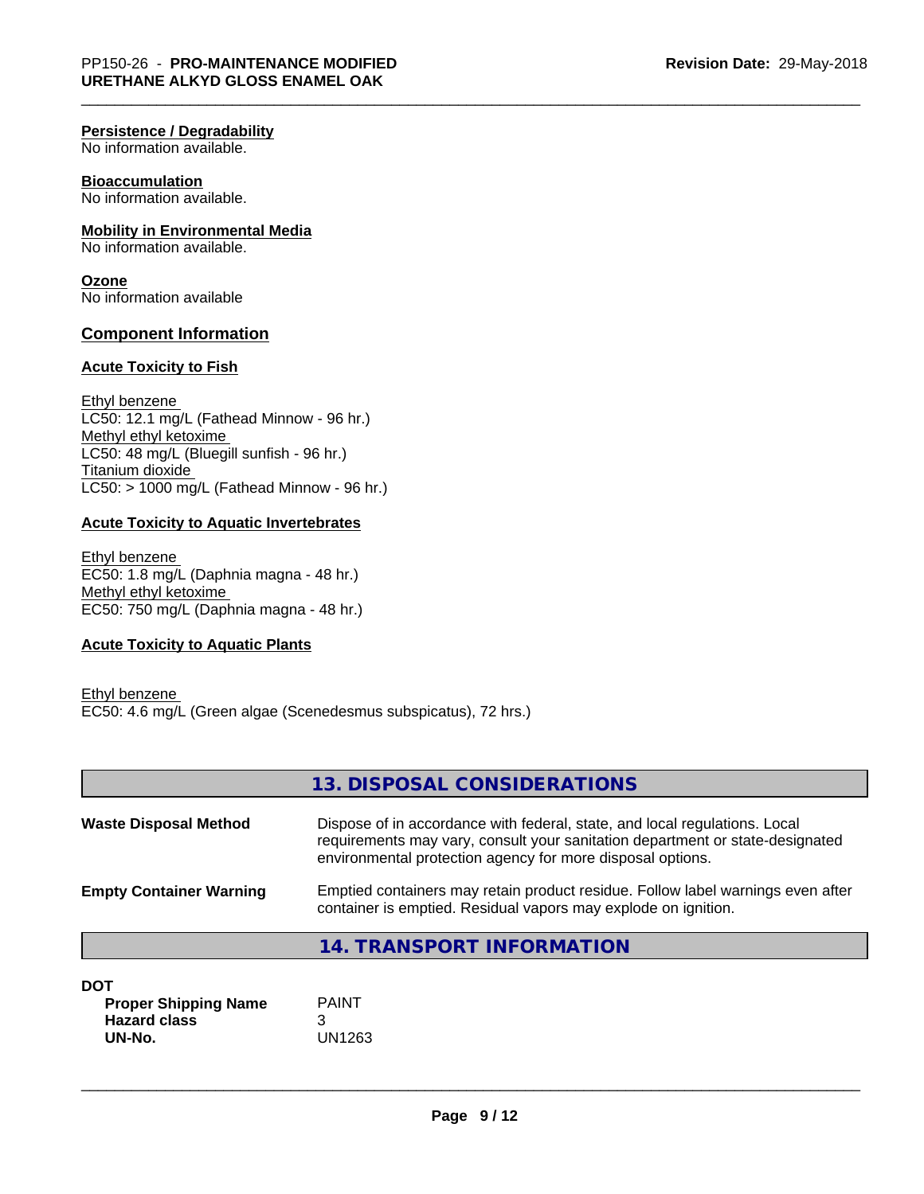**Persistence / Degradability**
No information available.

**Bioaccumulation**
No information available.

**Mobility in Environmental Media**
No information available.

**Ozone**
No information available

## Component Information

**Acute Toxicity to Fish**

Ethyl benzene
LC50: 12.1 mg/L (Fathead Minnow - 96 hr.)
Methyl ethyl ketoxime
LC50: 48 mg/L (Bluegill sunfish - 96 hr.)
Titanium dioxide
LC50: > 1000 mg/L (Fathead Minnow - 96 hr.)

**Acute Toxicity to Aquatic Invertebrates**

Ethyl benzene
EC50: 1.8 mg/L (Daphnia magna - 48 hr.)
Methyl ethyl ketoxime
EC50: 750 mg/L (Daphnia magna - 48 hr.)

**Acute Toxicity to Aquatic Plants**

Ethyl benzene
EC50: 4.6 mg/L (Green algae (Scenedesmus subspicatus), 72 hrs.)

## 13. DISPOSAL CONSIDERATIONS

**Waste Disposal Method** — Dispose of in accordance with federal, state, and local regulations. Local requirements may vary, consult your sanitation department or state-designated environmental protection agency for more disposal options.

**Empty Container Warning** — Emptied containers may retain product residue. Follow label warnings even after container is emptied. Residual vapors may explode on ignition.

## 14. TRANSPORT INFORMATION

**DOT**

| | |
|---|---|
| **Proper Shipping Name** | PAINT |
| **Hazard class** | 3 |
| **UN-No.** | UN1263 |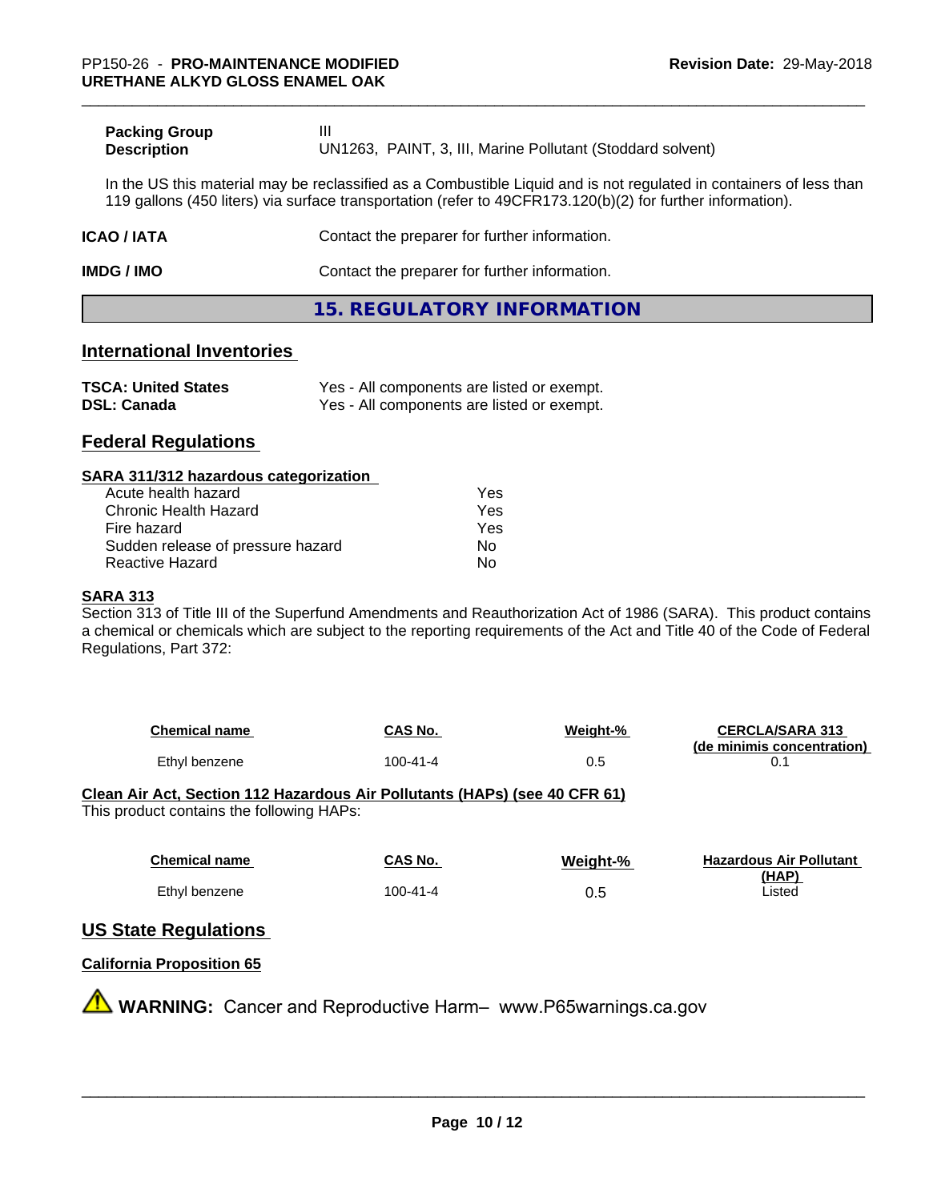| | |
|---|---|
| **Packing Group** | III |
| **Description** | UN1263, PAINT, 3, III, Marine Pollutant (Stoddard solvent) |

In the US this material may be reclassified as a Combustible Liquid and is not regulated in containers of less than 119 gallons (450 liters) via surface transportation (refer to 49CFR173.120(b)(2) for further information).

| | |
|---|---|
| **ICAO / IATA** | Contact the preparer for further information. |
| **IMDG / IMO** | Contact the preparer for further information. |

## 15. REGULATORY INFORMATION

### International Inventories

| | |
|---|---|
| **TSCA: United States** | Yes - All components are listed or exempt. |
| **DSL: Canada** | Yes - All components are listed or exempt. |

### Federal Regulations

**SARA 311/312 hazardous categorization**

| | |
|---|---|
| Acute health hazard | Yes |
| Chronic Health Hazard | Yes |
| Fire hazard | Yes |
| Sudden release of pressure hazard | No |
| Reactive Hazard | No |

**SARA 313**

Section 313 of Title III of the Superfund Amendments and Reauthorization Act of 1986 (SARA). This product contains a chemical or chemicals which are subject to the reporting requirements of the Act and Title 40 of the Code of Federal Regulations, Part 372:

| Chemical name | CAS No. | Weight-% | CERCLA/SARA 313 (de minimis concentration) |
|---|---|---|---|
| Ethyl benzene | 100-41-4 | 0.5 | 0.1 |

**Clean Air Act, Section 112 Hazardous Air Pollutants (HAPs) (see 40 CFR 61)**

This product contains the following HAPs:

| Chemical name | CAS No. | Weight-% | Hazardous Air Pollutant (HAP) |
|---|---|---|---|
| Ethyl benzene | 100-41-4 | 0.5 | Listed |

### US State Regulations

**California Proposition 65**

⚠ **WARNING:** Cancer and Reproductive Harm– www.P65warnings.ca.gov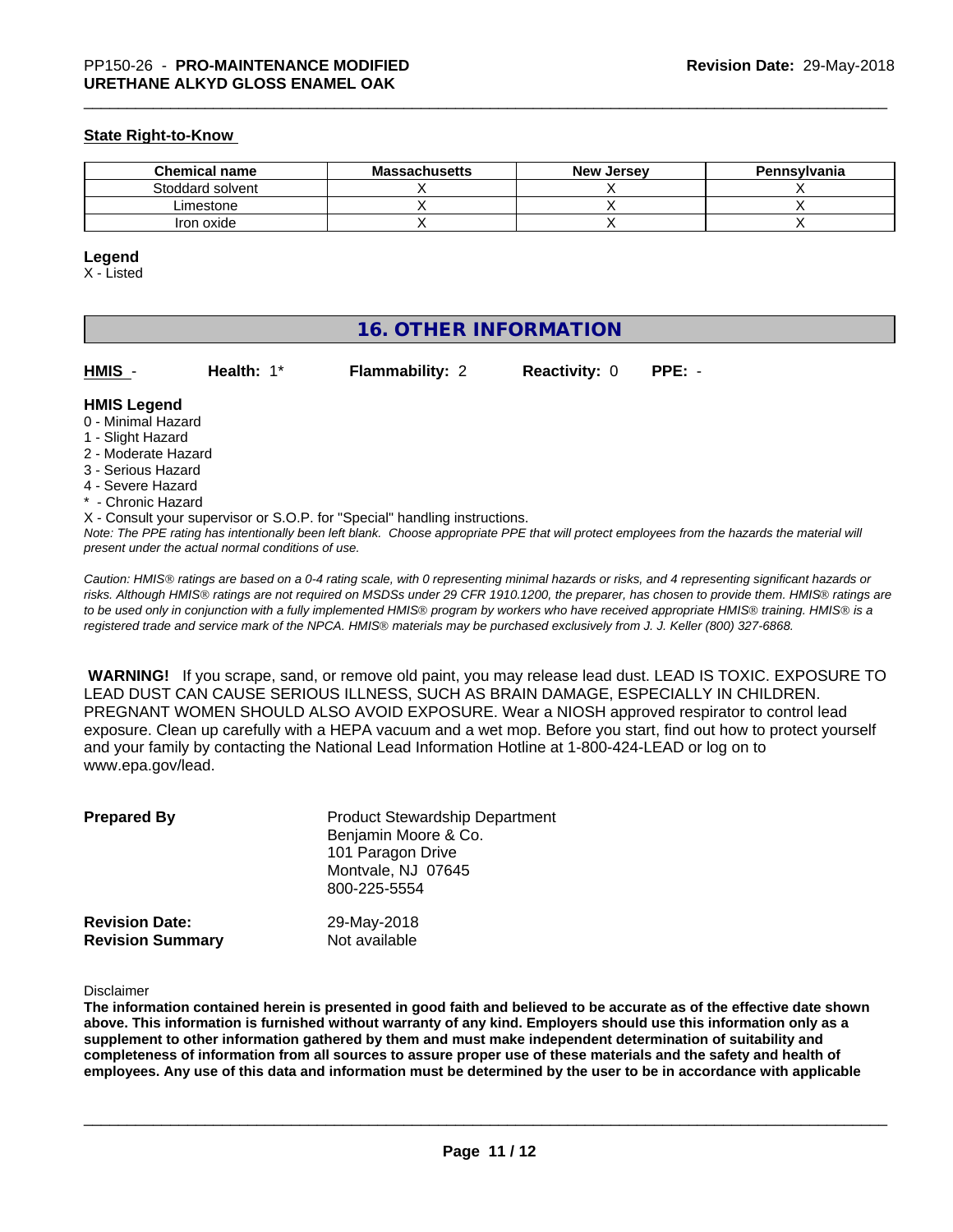**State Right-to-Know**

| Chemical name | Massachusetts | New Jersey | Pennsylvania |
|---|---|---|---|
| Stoddard solvent | X | X | X |
| Limestone | X | X | X |
| Iron oxide | X | X | X |

**Legend**

X - Listed

## 16. OTHER INFORMATION

**HMIS** - **Health:** 1* **Flammability:** 2 **Reactivity:** 0 **PPE:** -

**HMIS Legend**

0 - Minimal Hazard
1 - Slight Hazard
2 - Moderate Hazard
3 - Serious Hazard
4 - Severe Hazard
* - Chronic Hazard
X - Consult your supervisor or S.O.P. for "Special" handling instructions.

*Note: The PPE rating has intentionally been left blank. Choose appropriate PPE that will protect employees from the hazards the material will present under the actual normal conditions of use.*

*Caution: HMIS® ratings are based on a 0-4 rating scale, with 0 representing minimal hazards or risks, and 4 representing significant hazards or risks. Although HMIS® ratings are not required on MSDSs under 29 CFR 1910.1200, the preparer, has chosen to provide them. HMIS® ratings are to be used only in conjunction with a fully implemented HMIS® program by workers who have received appropriate HMIS® training. HMIS® is a registered trade and service mark of the NPCA. HMIS® materials may be purchased exclusively from J. J. Keller (800) 327-6868.*

**WARNING!** If you scrape, sand, or remove old paint, you may release lead dust. LEAD IS TOXIC. EXPOSURE TO LEAD DUST CAN CAUSE SERIOUS ILLNESS, SUCH AS BRAIN DAMAGE, ESPECIALLY IN CHILDREN. PREGNANT WOMEN SHOULD ALSO AVOID EXPOSURE. Wear a NIOSH approved respirator to control lead exposure. Clean up carefully with a HEPA vacuum and a wet mop. Before you start, find out how to protect yourself and your family by contacting the National Lead Information Hotline at 1-800-424-LEAD or log on to www.epa.gov/lead.

**Prepared By**
Product Stewardship Department
Benjamin Moore & Co.
101 Paragon Drive
Montvale, NJ 07645
800-225-5554

**Revision Date:** 29-May-2018
**Revision Summary** Not available

Disclaimer

**The information contained herein is presented in good faith and believed to be accurate as of the effective date shown above. This information is furnished without warranty of any kind. Employers should use this information only as a supplement to other information gathered by them and must make independent determination of suitability and completeness of information from all sources to assure proper use of these materials and the safety and health of employees. Any use of this data and information must be determined by the user to be in accordance with applicable**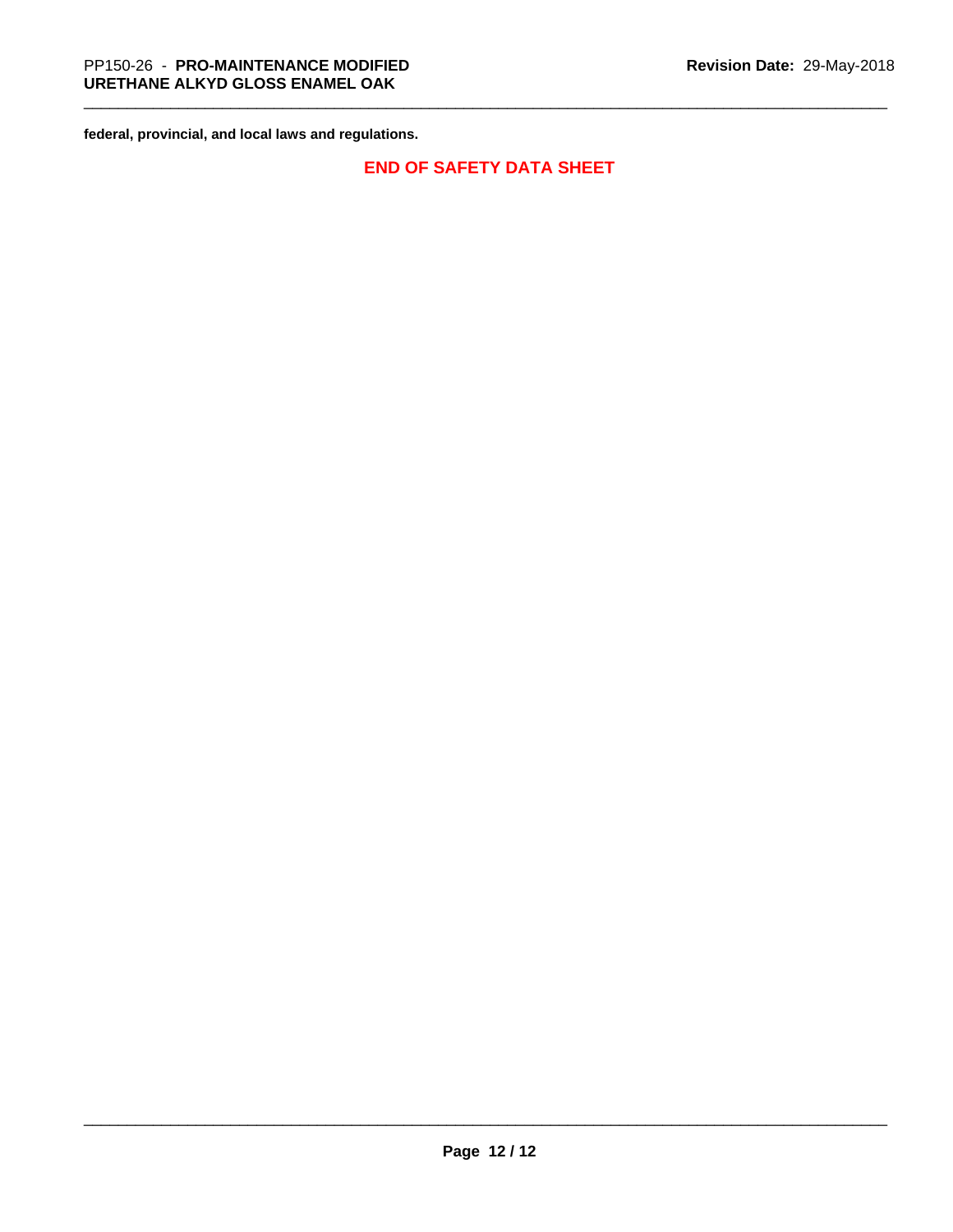**federal, provincial, and local laws and regulations.**

**END OF SAFETY DATA SHEET**